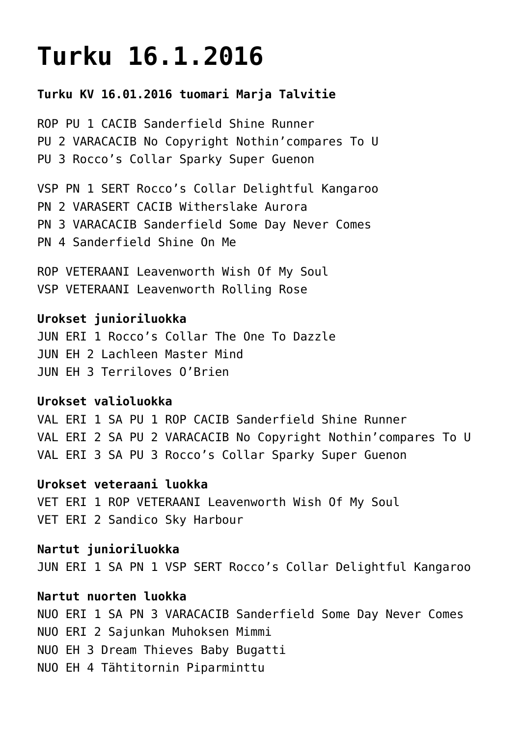# Turku 16.1.2016

**Turku KV 16.01.2016 tuomari Marja Talvitie**

ROP PU 1 CACIB Sanderfield Shine Runner
PU 2 VARACACIB No Copyright Nothin'compares To U
PU 3 Rocco's Collar Sparky Super Guenon

VSP PN 1 SERT Rocco's Collar Delightful Kangaroo
PN 2 VARASERT CACIB Witherslake Aurora
PN 3 VARACACIB Sanderfield Some Day Never Comes
PN 4 Sanderfield Shine On Me

ROP VETERAANI Leavenworth Wish Of My Soul
VSP VETERAANI Leavenworth Rolling Rose

**Urokset junioriluokka**
JUN ERI 1 Rocco's Collar The One To Dazzle
JUN EH 2 Lachleen Master Mind
JUN EH 3 Terriloves O'Brien

**Urokset valioluokka**
VAL ERI 1 SA PU 1 ROP CACIB Sanderfield Shine Runner
VAL ERI 2 SA PU 2 VARACACIB No Copyright Nothin'compares To U
VAL ERI 3 SA PU 3 Rocco's Collar Sparky Super Guenon

**Urokset veteraani luokka**
VET ERI 1 ROP VETERAANI Leavenworth Wish Of My Soul
VET ERI 2 Sandico Sky Harbour

**Nartut junioriluokka**
JUN ERI 1 SA PN 1 VSP SERT Rocco's Collar Delightful Kangaroo

**Nartut nuorten luokka**
NUO ERI 1 SA PN 3 VARACACIB Sanderfield Some Day Never Comes
NUO ERI 2 Sajunkan Muhoksen Mimmi
NUO EH 3 Dream Thieves Baby Bugatti
NUO EH 4 Tähtitornin Piparminttu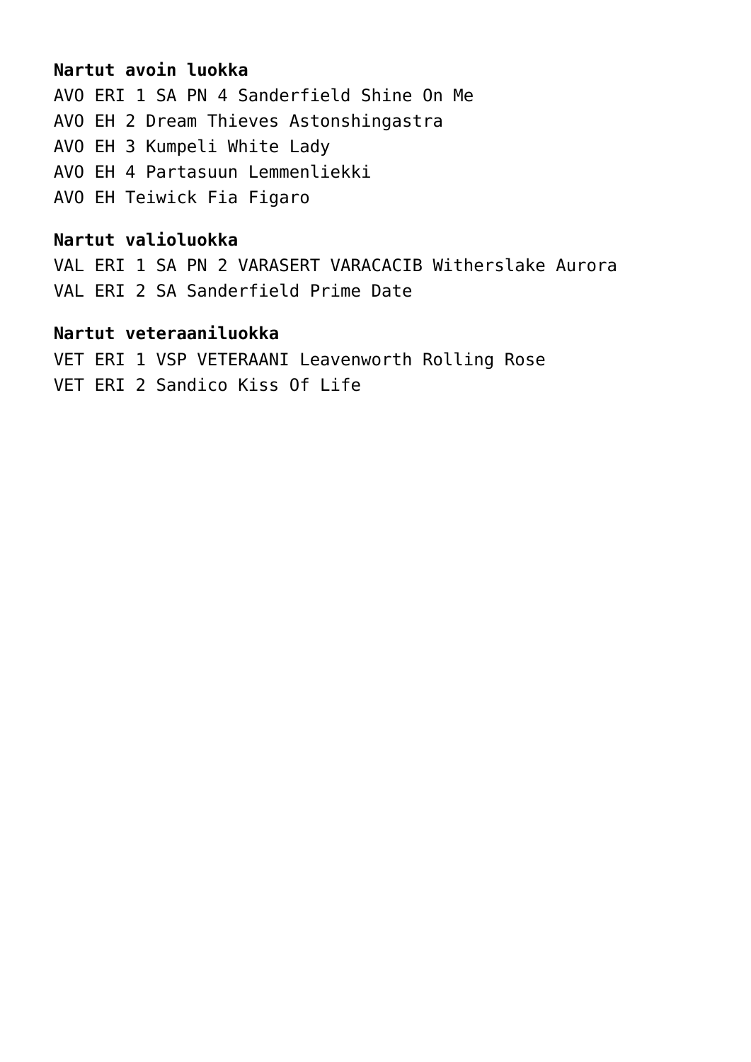**Nartut avoin luokka**

AVO ERI 1 SA PN 4 Sanderfield Shine On Me
AVO EH 2 Dream Thieves Astonshingastra
AVO EH 3 Kumpeli White Lady
AVO EH 4 Partasuun Lemmenliekki
AVO EH Teiwick Fia Figaro

**Nartut valioluokka**

VAL ERI 1 SA PN 2 VARASERT VARACACIB Witherslake Aurora
VAL ERI 2 SA Sanderfield Prime Date

**Nartut veteraaniluokka**

VET ERI 1 VSP VETERAANI Leavenworth Rolling Rose
VET ERI 2 Sandico Kiss Of Life